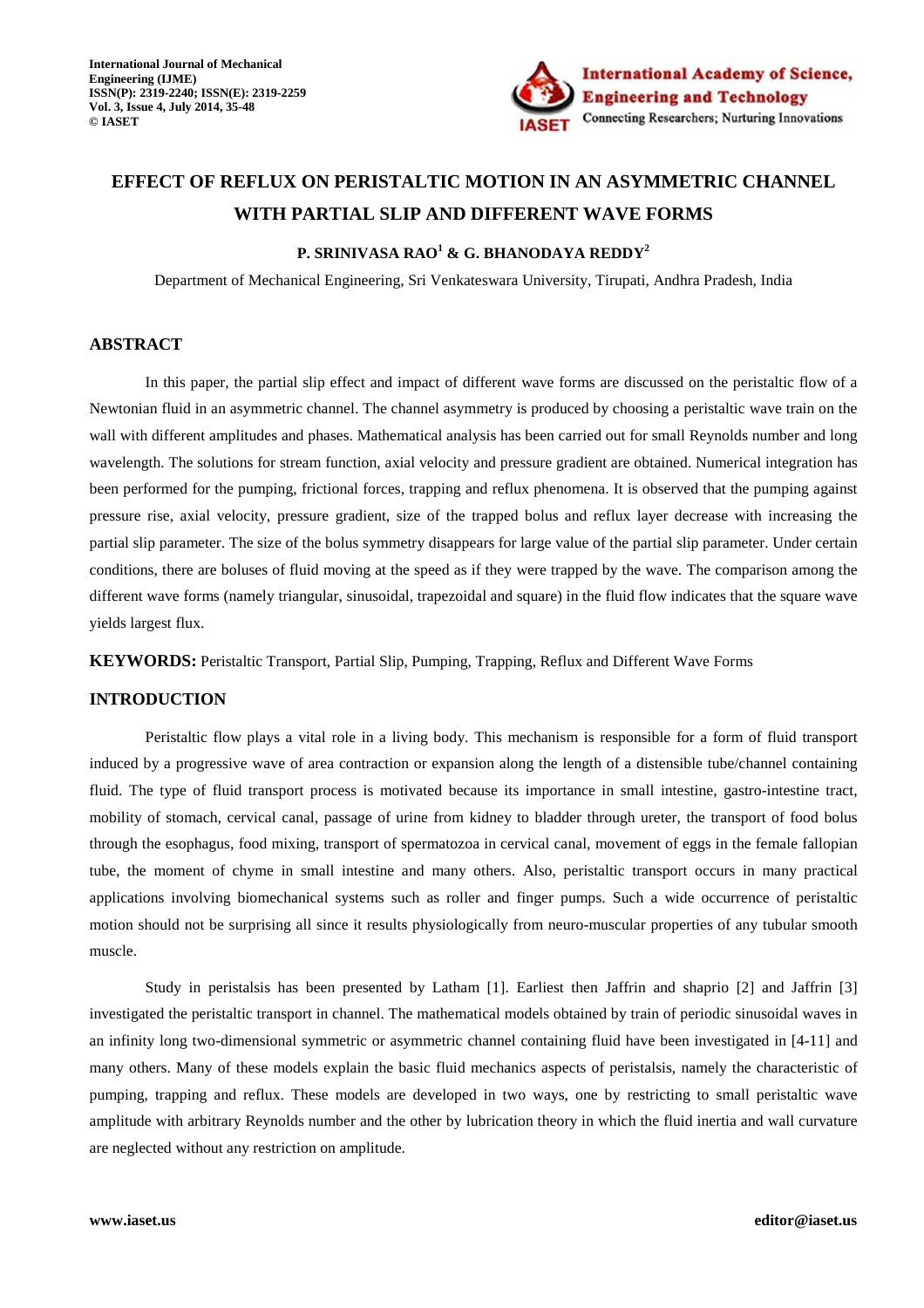# EFFECT OF REFLUX ON PERISTALTIC MOTION IN AN ASYMMETRIC CHANNEL WITH PARTIAL SLIP AND DIFFERENT WAVE FORMS

**P. SRINIVASA RAO[1] & G. BHANODAYA REDDY[2]**

Department of Mechanical Engineering, Sri Venkateswara University, Tirupati, Andhra Pradesh, India

## ABSTRACT

In this paper, the partial slip effect and impact of different wave forms are discussed on the peristaltic flow of a Newtonian fluid in an asymmetric channel. The channel asymmetry is produced by choosing a peristaltic wave train on the wall with different amplitudes and phases. Mathematical analysis has been carried out for small Reynolds number and long wavelength. The solutions for stream function, axial velocity and pressure gradient are obtained. Numerical integration has been performed for the pumping, frictional forces, trapping and reflux phenomena. It is observed that the pumping against pressure rise, axial velocity, pressure gradient, size of the trapped bolus and reflux layer decrease with increasing the partial slip parameter. The size of the bolus symmetry disappears for large value of the partial slip parameter. Under certain conditions, there are boluses of fluid moving at the speed as if they were trapped by the wave. The comparison among the different wave forms (namely triangular, sinusoidal, trapezoidal and square) in the fluid flow indicates that the square wave yields largest flux.

**KEYWORDS:** Peristaltic Transport, Partial Slip, Pumping, Trapping, Reflux and Different Wave Forms

## INTRODUCTION

Peristaltic flow plays a vital role in a living body. This mechanism is responsible for a form of fluid transport induced by a progressive wave of area contraction or expansion along the length of a distensible tube/channel containing fluid. The type of fluid transport process is motivated because its importance in small intestine, gastro-intestine tract, mobility of stomach, cervical canal, passage of urine from kidney to bladder through ureter, the transport of food bolus through the esophagus, food mixing, transport of spermatozoa in cervical canal, movement of eggs in the female fallopian tube, the moment of chyme in small intestine and many others. Also, peristaltic transport occurs in many practical applications involving biomechanical systems such as roller and finger pumps. Such a wide occurrence of peristaltic motion should not be surprising all since it results physiologically from neuro-muscular properties of any tubular smooth muscle.

Study in peristalsis has been presented by Latham [1]. Earliest then Jaffrin and shaprio [2] and Jaffrin [3] investigated the peristaltic transport in channel. The mathematical models obtained by train of periodic sinusoidal waves in an infinity long two-dimensional symmetric or asymmetric channel containing fluid have been investigated in [4-11] and many others. Many of these models explain the basic fluid mechanics aspects of peristalsis, namely the characteristic of pumping, trapping and reflux. These models are developed in two ways, one by restricting to small peristaltic wave amplitude with arbitrary Reynolds number and the other by lubrication theory in which the fluid inertia and wall curvature are neglected without any restriction on amplitude.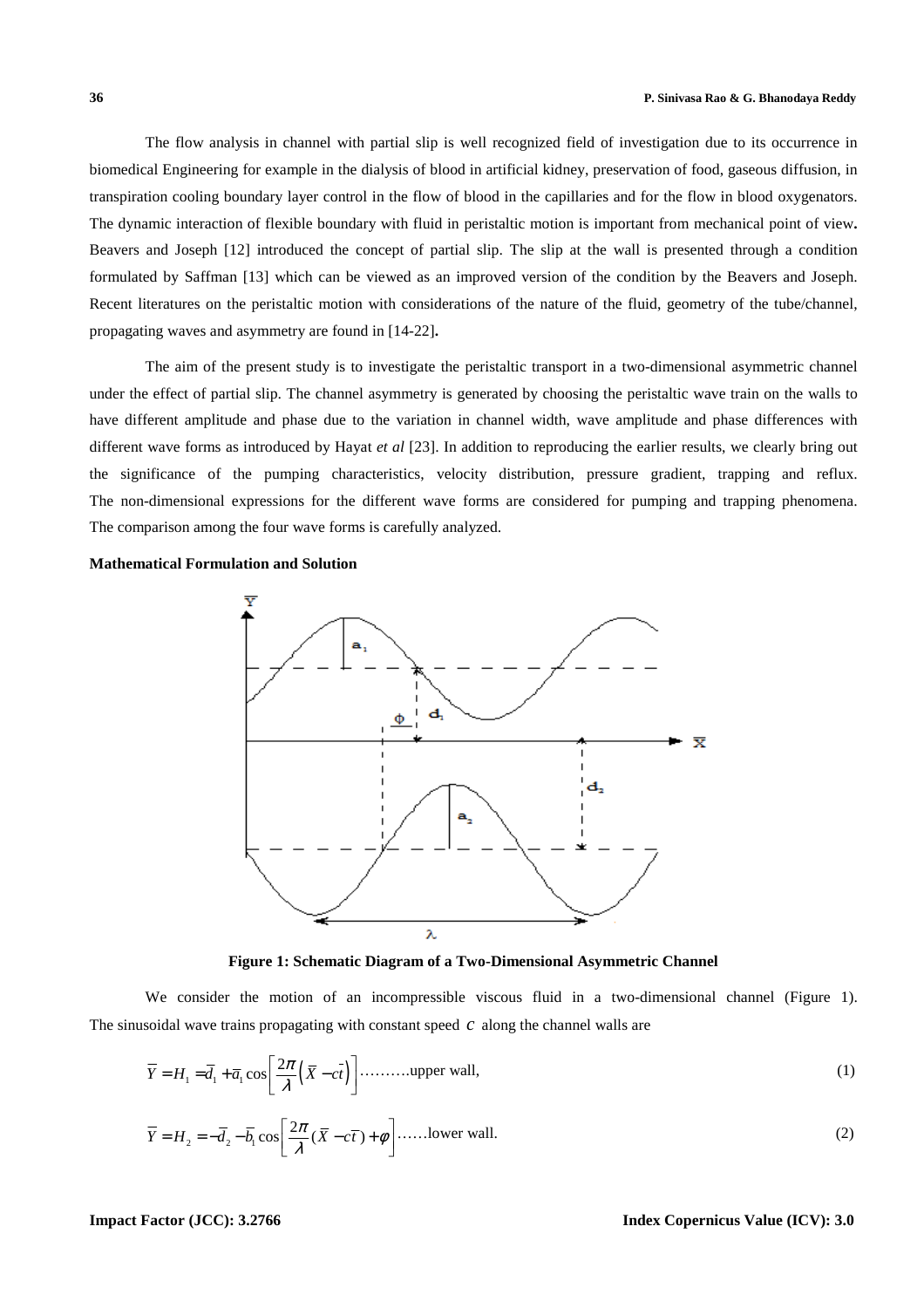The flow analysis in channel with partial slip is well recognized field of investigation due to its occurrence in biomedical Engineering for example in the dialysis of blood in artificial kidney, preservation of food, gaseous diffusion, in transpiration cooling boundary layer control in the flow of blood in the capillaries and for the flow in blood oxygenators. The dynamic interaction of flexible boundary with fluid in peristaltic motion is important from mechanical point of view**.** Beavers and Joseph [12] introduced the concept of partial slip. The slip at the wall is presented through a condition formulated by Saffman [13] which can be viewed as an improved version of the condition by the Beavers and Joseph. Recent literatures on the peristaltic motion with considerations of the nature of the fluid, geometry of the tube/channel, propagating waves and asymmetry are found in [14-22]**.**

The aim of the present study is to investigate the peristaltic transport in a two-dimensional asymmetric channel under the effect of partial slip. The channel asymmetry is generated by choosing the peristaltic wave train on the walls to have different amplitude and phase due to the variation in channel width, wave amplitude and phase differences with different wave forms as introduced by Hayat *et al* [23]. In addition to reproducing the earlier results, we clearly bring out the significance of the pumping characteristics, velocity distribution, pressure gradient, trapping and reflux. The non-dimensional expressions for the different wave forms are considered for pumping and trapping phenomena. The comparison among the four wave forms is carefully analyzed.

**Mathematical Formulation and Solution**

**Figure 1: Schematic Diagram of a Two-Dimensional Asymmetric Channel**

We consider the motion of an incompressible viscous fluid in a two-dimensional channel (Figure 1). The sinusoidal wave trains propagating with constant speed $c$ along the channel walls are

$$\bar{Y} = H_1 = \bar{d}_1 + \bar{a}_1 \cos\left[\frac{2\pi}{\lambda}\left(\bar{X} - c\bar{t}\right)\right] \text{..........upper wall,} \tag{1}$$

$$\bar{Y} = H_2 = -\bar{d}_2 - \bar{b}_1 \cos\left[\frac{2\pi}{\lambda}(\bar{X} - c\bar{t}) + \phi\right] \text{......lower wall.} \tag{2}$$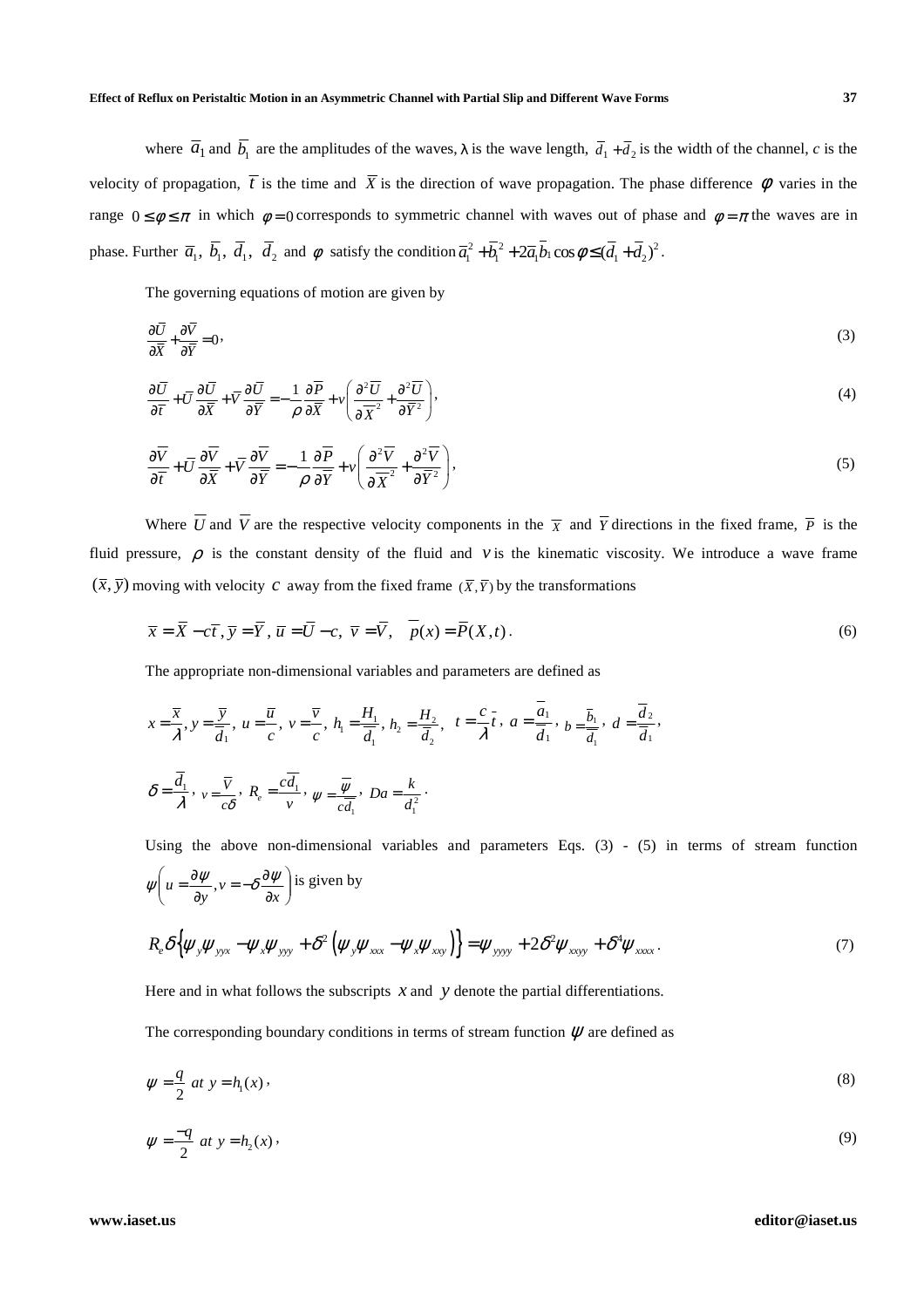where $\overline{a}_1$ and $\overline{b}_1$ are the amplitudes of the waves, λ is the wave length, $\overline{d}_1 + \overline{d}_2$ is the width of the channel, *c* is the velocity of propagation, $\overline{t}$ is the time and $\overline{X}$ is the direction of wave propagation. The phase difference $\phi$ varies in the range $0 \le \phi \le \pi$ in which $\phi = 0$ corresponds to symmetric channel with waves out of phase and $\phi = \pi$ the waves are in phase. Further $\overline{a}_1$, $\overline{b}_1$, $\overline{d}_1$, $\overline{d}_2$ and $\phi$ satisfy the condition $\overline{a}_1^2 + \overline{b}_1^2 + 2\overline{a}_1\overline{b}_1\cos\phi \le (\overline{d}_1 + \overline{d}_2)^2$.

The governing equations of motion are given by

$$\frac{\partial \overline{U}}{\partial \overline{X}} + \frac{\partial \overline{V}}{\partial \overline{Y}} = 0, \tag{3}$$

$$\frac{\partial \overline{U}}{\partial \overline{t}} + \overline{U}\frac{\partial \overline{U}}{\partial \overline{X}} + \overline{V}\frac{\partial \overline{U}}{\partial \overline{Y}} = -\frac{1}{\rho}\frac{\partial \overline{P}}{\partial \overline{X}} + v\left(\frac{\partial^2 \overline{U}}{\partial \overline{X}^2} + \frac{\partial^2 \overline{U}}{\partial \overline{Y}^2}\right), \tag{4}$$

$$\frac{\partial \overline{V}}{\partial \overline{t}} + \overline{U}\frac{\partial \overline{V}}{\partial \overline{X}} + \overline{V}\frac{\partial \overline{V}}{\partial \overline{Y}} = -\frac{1}{\rho}\frac{\partial \overline{P}}{\partial \overline{Y}} + v\left(\frac{\partial^2 \overline{V}}{\partial \overline{X}^2} + \frac{\partial^2 \overline{V}}{\partial \overline{Y}^2}\right), \tag{5}$$

Where $\overline{U}$ and $\overline{V}$ are the respective velocity components in the $\overline{X}$ and $\overline{Y}$ directions in the fixed frame, $\overline{P}$ is the fluid pressure, $\rho$ is the constant density of the fluid and $v$ is the kinematic viscosity. We introduce a wave frame $(\overline{x}, \overline{y})$ moving with velocity $c$ away from the fixed frame $(\overline{X}, \overline{Y})$ by the transformations

$$\overline{x} = \overline{X} - c\overline{t}, \overline{y} = \overline{Y}, \overline{u} = \overline{U} - c, \ \overline{v} = \overline{V}, \quad \overline{p}(x) = \overline{P}(X, t). \tag{6}$$

The appropriate non-dimensional variables and parameters are defined as

$$x = \frac{\overline{x}}{\lambda}, y = \frac{\overline{y}}{\overline{d}_1}, \ u = \frac{\overline{u}}{c}, \ v = \frac{\overline{v}}{c}, \ h_1 = \frac{H_1}{\overline{d}_1}, \ h_2 = \frac{H_2}{\overline{d}_2}, \quad t = \frac{c}{\lambda}\overline{t}, \ a = \frac{\overline{a}_1}{\overline{d}_1}, \ b = \frac{\overline{b}_1}{\overline{d}_1}, \ d = \frac{\overline{d}_2}{\overline{d}_1},$$

$$\delta = \frac{\overline{d}_1}{\lambda}, \ v = \frac{\overline{V}}{c\delta}, \ R_e = \frac{c\overline{d}_1}{v}, \ \psi = \frac{\overline{\psi}}{c\overline{d}_1}, \ Da = \frac{k}{d_1^2}.$$

Using the above non-dimensional variables and parameters Eqs. (3) - (5) in terms of stream function $\psi\left(u = \frac{\partial \psi}{\partial y}, v = -\delta\frac{\partial \psi}{\partial x}\right)$ is given by

$$R_e\delta\left\{\psi_y\psi_{yyx} - \psi_x\psi_{yyy} + \delta^2\left(\psi_y\psi_{xxx} - \psi_x\psi_{xxy}\right)\right\} = \psi_{yyyy} + 2\delta^2\psi_{xxyy} + \delta^4\psi_{xxxx}. \tag{7}$$

Here and in what follows the subscripts $x$ and $y$ denote the partial differentiations.

The corresponding boundary conditions in terms of stream function $\psi$ are defined as

$$\psi = \frac{q}{2} \ at \ y = h_1(x), \tag{8}$$

$$\psi = \frac{-q}{2} \ at \ y = h_2(x), \tag{9}$$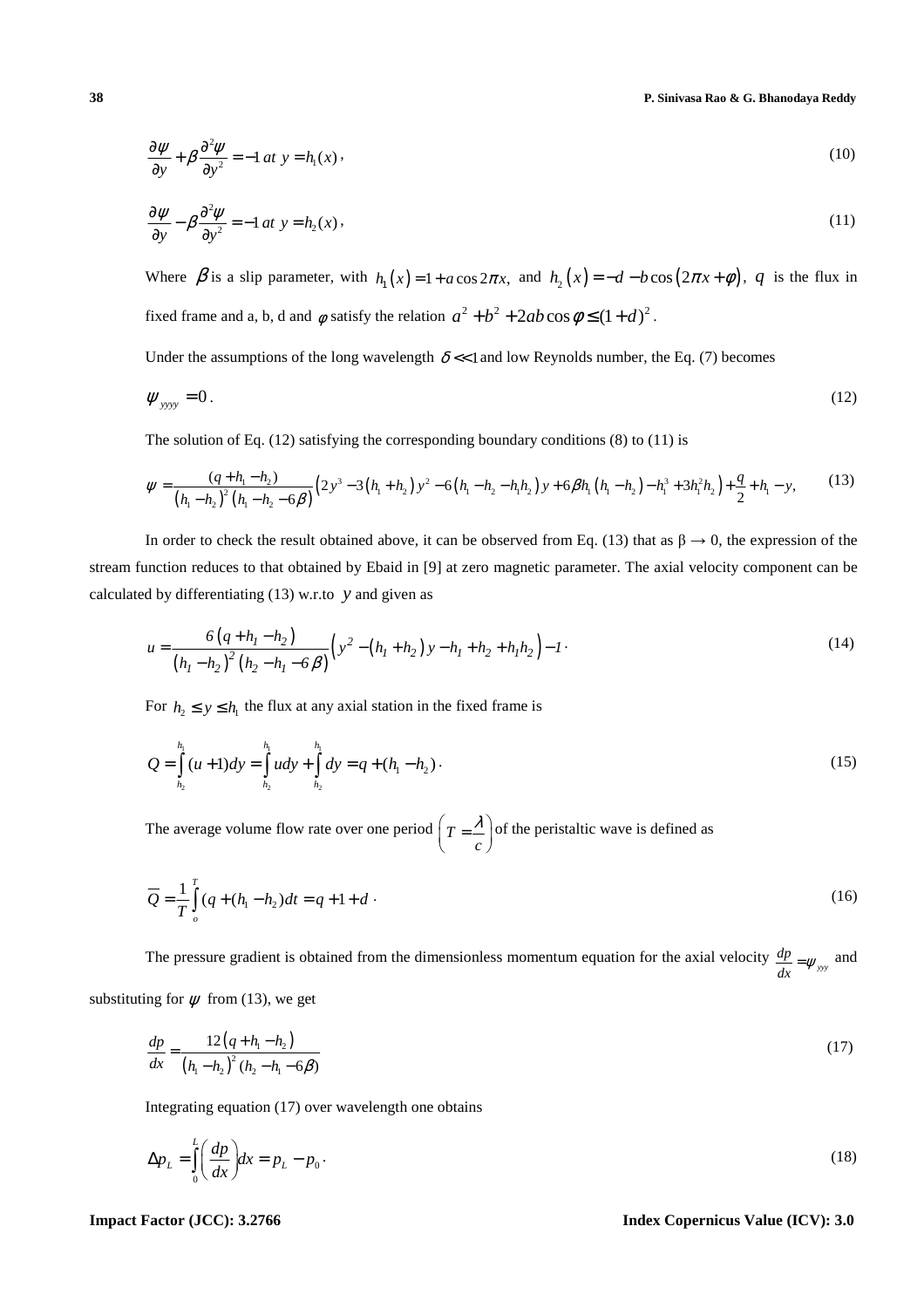$$\frac{\partial\psi}{\partial y}+\beta\frac{\partial^2\psi}{\partial y^2}=-1 \; at \; y=h_1(x), \tag{10}$$

$$\frac{\partial\psi}{\partial y}-\beta\frac{\partial^2\psi}{\partial y^2}=-1 \; at \; y=h_2(x), \tag{11}$$

Where $\beta$ is a slip parameter, with $h_1(x)=1+a\cos 2\pi x,$ and $h_2(x)=-d-b\cos(2\pi x+\phi)$, $q$ is the flux in fixed frame and a, b, d and $\phi$ satisfy the relation $a^2+b^2+2ab\cos\phi\leq(1+d)^2$.

Under the assumptions of the long wavelength $\delta<<1$ and low Reynolds number, the Eq. (7) becomes

$$\psi_{yyyy}=0. \tag{12}$$

The solution of Eq. (12) satisfying the corresponding boundary conditions (8) to (11) is

$$\psi=\frac{(q+h_1-h_2)}{(h_1-h_2)^2(h_1-h_2-6\beta)}\left(2y^3-3(h_1+h_2)y^2-6(h_1-h_2-h_1h_2)y+6\beta h_1(h_1-h_2)-h_1^3+3h_1^2h_2\right)+\frac{q}{2}+h_1-y, \tag{13}$$

In order to check the result obtained above, it can be observed from Eq. (13) that as $\beta\rightarrow 0$, the expression of the stream function reduces to that obtained by Ebaid in [9] at zero magnetic parameter. The axial velocity component can be calculated by differentiating (13) w.r.to $y$ and given as

$$u=\frac{6(q+h_1-h_2)}{(h_1-h_2)^2(h_2-h_1-6\beta)}\left(y^2-(h_1+h_2)y-h_1+h_2+h_1h_2\right)-1. \tag{14}$$

For $h_2\leq y\leq h_1$ the flux at any axial station in the fixed frame is

$$Q=\int_{h_2}^{h_1}(u+1)dy=\int_{h_2}^{h_1}udy+\int_{h_2}^{h_1}dy=q+(h_1-h_2). \tag{15}$$

The average volume flow rate over one period $\left(T=\frac{\lambda}{c}\right)$ of the peristaltic wave is defined as

$$\overline{Q}=\frac{1}{T}\int_{o}^{T}(q+(h_1-h_2)dt=q+1+d. \tag{16}$$

The pressure gradient is obtained from the dimensionless momentum equation for the axial velocity $\frac{dp}{dx}=\psi_{yyy}$ and substituting for $\psi$ from (13), we get

$$\frac{dp}{dx}=\frac{12(q+h_1-h_2)}{(h_1-h_2)^2(h_2-h_1-6\beta)} \tag{17}$$

Integrating equation (17) over wavelength one obtains

$$\Delta p_L=\int_0^L\left(\frac{dp}{dx}\right)dx=p_L-p_0. \tag{18}$$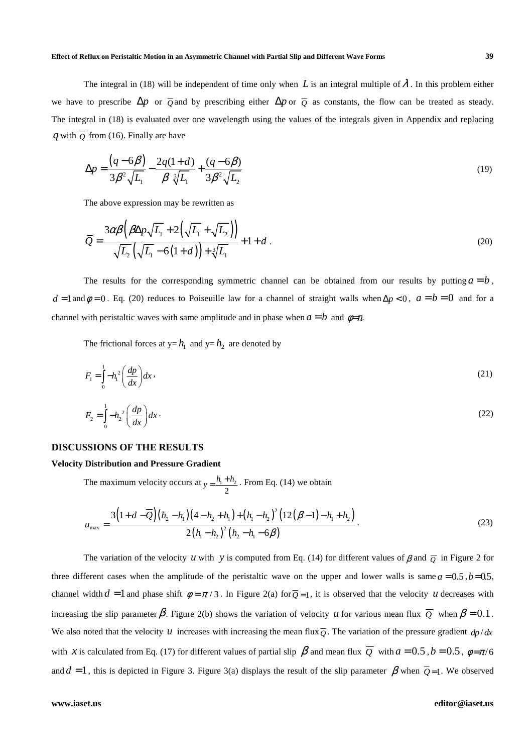The integral in (18) will be independent of time only when $L$ is an integral multiple of $\lambda$. In this problem either we have to prescribe $\Delta p$ or $\overline{Q}$ and by prescribing either $\Delta p$ or $\overline{Q}$ as constants, the flow can be treated as steady. The integral in (18) is evaluated over one wavelength using the values of the integrals given in Appendix and replacing $q$ with $\overline{Q}$ from (16). Finally are have

$$\Delta p = \frac{(q-6\beta)}{3\beta^2\sqrt{L_1}} - \frac{2q(1+d)}{\beta\sqrt[3]{L_1}} + \frac{(q-6\beta)}{3\beta^2\sqrt{L_2}} \tag{19}$$

The above expression may be rewritten as

$$\overline{Q} = \frac{3\alpha\beta\left(\beta\Delta p\sqrt{L_1} + 2\left(\sqrt{L_1}+\sqrt{L_2}\right)\right)}{\sqrt{L_2}\left(\sqrt{L_1} - 6\left(1+d\right)\right) + \sqrt[3]{L_1}} + 1 + d\,. \tag{20}$$

The results for the corresponding symmetric channel can be obtained from our results by putting $a = b$, $d = 1$ and $\phi = 0$. Eq. (20) reduces to Poiseuille law for a channel of straight walls when $\Delta p < 0$, $a = b = 0$ and for a channel with peristaltic waves with same amplitude and in phase when $a = b$ and $\phi = \pi$.

The frictional forces at y= $h_1$ and y= $h_2$ are denoted by

$$F_1 = \int_0^1 -h_1^2\left(\frac{dp}{dx}\right)dx, \tag{21}$$

$$F_2 = \int_0^1 -h_2^2\left(\frac{dp}{dx}\right)dx\cdot \tag{22}$$

## DISCUSSIONS OF THE RESULTS

### Velocity Distribution and Pressure Gradient

The maximum velocity occurs at $y = \frac{h_1+h_2}{2}$. From Eq. (14) we obtain

$$u_{\max} = \frac{3\left(1+d-\overline{Q}\right)\left(h_2-h_1\right)\left(4-h_2+h_1\right)+\left(h_1-h_2\right)^2\left(12\left(\beta-1\right)-h_1+h_2\right)}{2\left(h_1-h_2\right)^2\left(h_2-h_1-6\beta\right)}\cdot \tag{23}$$

The variation of the velocity $u$ with $y$ is computed from Eq. (14) for different values of $\beta$ and $\overline{Q}$ in Figure 2 for three different cases when the amplitude of the peristaltic wave on the upper and lower walls is same $a = 0.5$, $b = 0.5$, channel width $d = 1$ and phase shift $\phi = \pi/3$. In Figure 2(a) for $\overline{Q} = 1$, it is observed that the velocity $u$ decreases with increasing the slip parameter $\beta$. Figure 2(b) shows the variation of velocity $u$ for various mean flux $\overline{Q}$ when $\beta = 0.1$. We also noted that the velocity $u$ increases with increasing the mean flux $\overline{Q}$. The variation of the pressure gradient $dp/dx$ with $x$ is calculated from Eq. (17) for different values of partial slip $\beta$ and mean flux $\overline{Q}$ with $a = 0.5$, $b = 0.5$, $\phi = \pi/6$ and $d = 1$, this is depicted in Figure 3. Figure 3(a) displays the result of the slip parameter $\beta$ when $\overline{Q} = 1$. We observed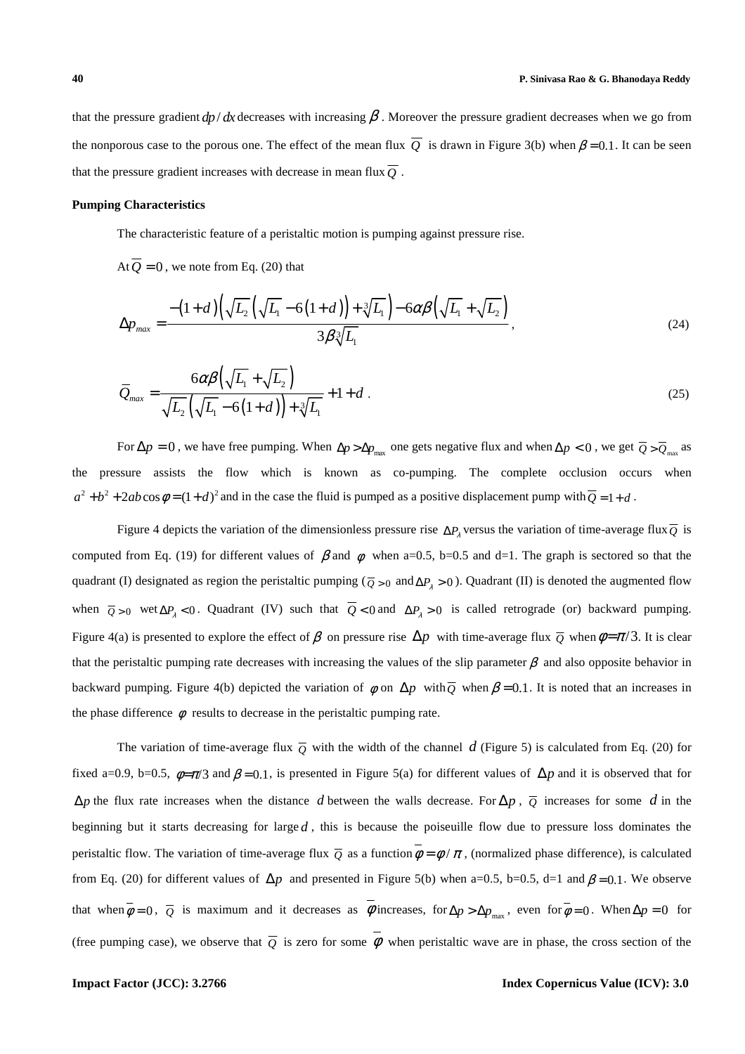that the pressure gradient $dp/dx$ decreases with increasing $\beta$. Moreover the pressure gradient decreases when we go from the nonporous case to the porous one. The effect of the mean flux $\overline{Q}$ is drawn in Figure 3(b) when $\beta = 0.1$. It can be seen that the pressure gradient increases with decrease in mean flux $\overline{Q}$.

**Pumping Characteristics**

The characteristic feature of a peristaltic motion is pumping against pressure rise.

At $\overline{Q} = 0$, we note from Eq. (20) that

$$\Delta p_{max} = \frac{-(1+d)\left(\sqrt{L_2}\left(\sqrt{L_1} - 6(1+d)\right) + \sqrt[3]{L_1}\right) - 6\alpha\beta\left(\sqrt{L_1} + \sqrt{L_2}\right)}{3\beta\sqrt[3]{L_1}}, \tag{24}$$

$$\overline{Q}_{max} = \frac{6\alpha\beta\left(\sqrt{L_1} + \sqrt{L_2}\right)}{\sqrt{L_2}\left(\sqrt{L_1} - 6(1+d)\right) + \sqrt[3]{L_1}} + 1 + d. \tag{25}$$

For $\Delta p = 0$, we have free pumping. When $\Delta p > \Delta p_{\max}$ one gets negative flux and when $\Delta p < 0$, we get $\overline{Q} > \overline{Q}_{\max}$ as the pressure assists the flow which is known as co-pumping. The complete occlusion occurs when $a^2 + b^2 + 2ab\cos\phi = (1+d)^2$ and in the case the fluid is pumped as a positive displacement pump with $\overline{Q} = 1 + d$.

Figure 4 depicts the variation of the dimensionless pressure rise $\Delta P_\lambda$ versus the variation of time-average flux $\overline{Q}$ is computed from Eq. (19) for different values of $\beta$ and $\phi$ when a=0.5, b=0.5 and d=1. The graph is sectored so that the quadrant (I) designated as region the peristaltic pumping ($\overline{Q} > 0$ and $\Delta P_\lambda > 0$). Quadrant (II) is denoted the augmented flow when $\overline{Q} > 0$ wet $\Delta P_\lambda < 0$. Quadrant (IV) such that $\overline{Q} < 0$ and $\Delta P_\lambda > 0$ is called retrograde (or) backward pumping. Figure 4(a) is presented to explore the effect of $\beta$ on pressure rise $\Delta p$ with time-average flux $\overline{Q}$ when $\phi = \pi/3$. It is clear that the peristaltic pumping rate decreases with increasing the values of the slip parameter $\beta$ and also opposite behavior in backward pumping. Figure 4(b) depicted the variation of $\phi$ on $\Delta p$ with $\overline{Q}$ when $\beta = 0.1$. It is noted that an increases in the phase difference $\phi$ results to decrease in the peristaltic pumping rate.

The variation of time-average flux $\overline{Q}$ with the width of the channel $d$ (Figure 5) is calculated from Eq. (20) for fixed a=0.9, b=0.5, $\phi = \pi/3$ and $\beta = 0.1$, is presented in Figure 5(a) for different values of $\Delta p$ and it is observed that for $\Delta p$ the flux rate increases when the distance $d$ between the walls decrease. For $\Delta p$, $\overline{Q}$ increases for some $d$ in the beginning but it starts decreasing for large $d$, this is because the poiseuille flow due to pressure loss dominates the peristaltic flow. The variation of time-average flux $\overline{Q}$ as a function $\overline{\phi} = \phi/\pi$, (normalized phase difference), is calculated from Eq. (20) for different values of $\Delta p$ and presented in Figure 5(b) when a=0.5, b=0.5, d=1 and $\beta = 0.1$. We observe that when $\overline{\phi} = 0$, $\overline{Q}$ is maximum and it decreases as $\overline{\phi}$ increases, for $\Delta p > \Delta p_{\max}$, even for $\overline{\phi} = 0$. When $\Delta p = 0$ for (free pumping case), we observe that $\overline{Q}$ is zero for some $\overline{\phi}$ when peristaltic wave are in phase, the cross section of the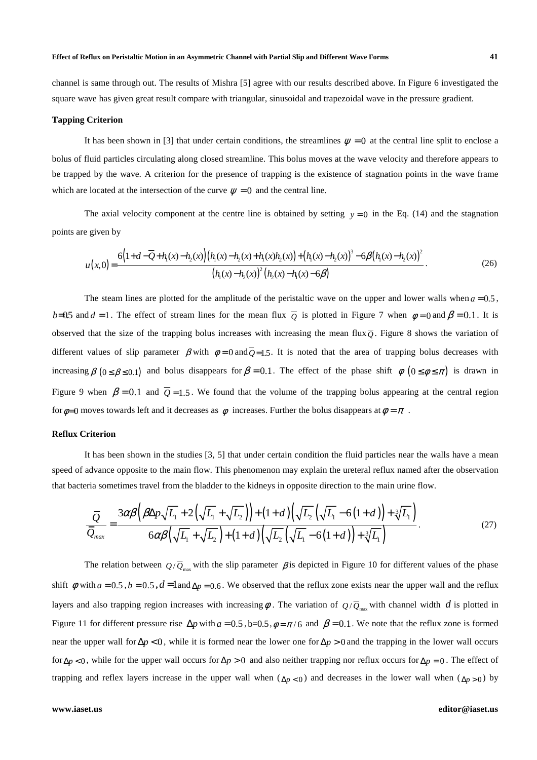channel is same through out. The results of Mishra [5] agree with our results described above. In Figure 6 investigated the square wave has given great result compare with triangular, sinusoidal and trapezoidal wave in the pressure gradient.

**Tapping Criterion**

It has been shown in [3] that under certain conditions, the streamlines $\psi = 0$ at the central line split to enclose a bolus of fluid particles circulating along closed streamline. This bolus moves at the wave velocity and therefore appears to be trapped by the wave. A criterion for the presence of trapping is the existence of stagnation points in the wave frame which are located at the intersection of the curve $\psi = 0$ and the central line.

The axial velocity component at the centre line is obtained by setting $y = 0$ in the Eq. (14) and the stagnation points are given by

$$u(x,0) = \frac{6\left(1+d-\overline{Q}+h_1(x)-h_2(x)\right)\left(h_1(x)-h_2(x)+h_1(x)h_2(x)\right)+\left(h_1(x)-h_2(x)\right)^3-6\beta\left(h_1(x)-h_2(x)\right)^2}{\left(h_1(x)-h_2(x)\right)^2\left(h_2(x)-h_1(x)-6\beta\right)}. \tag{26}$$

The steam lines are plotted for the amplitude of the peristaltic wave on the upper and lower walls when $a = 0.5$, $b = 0.5$ and $d = 1$. The effect of stream lines for the mean flux $\overline{Q}$ is plotted in Figure 7 when $\phi = 0$ and $\beta = 0.1$. It is observed that the size of the trapping bolus increases with increasing the mean flux $\overline{Q}$. Figure 8 shows the variation of different values of slip parameter $\beta$ with $\phi = 0$ and $\overline{Q} = 1.5$. It is noted that the area of trapping bolus decreases with increasing $\beta$ $(0 \le \beta \le 0.1)$ and bolus disappears for $\beta = 0.1$. The effect of the phase shift $\phi$ $(0 \le \phi \le \pi)$ is drawn in Figure 9 when $\beta = 0.1$ and $\overline{Q} = 1.5$. We found that the volume of the trapping bolus appearing at the central region for $\phi = 0$ moves towards left and it decreases as $\phi$ increases. Further the bolus disappears at $\phi = \pi$.

**Reflux Criterion**

It has been shown in the studies [3, 5] that under certain condition the fluid particles near the walls have a mean speed of advance opposite to the main flow. This phenomenon may explain the ureteral reflux named after the observation that bacteria sometimes travel from the bladder to the kidneys in opposite direction to the main urine flow.

$$\frac{\overline{Q}}{\overline{Q}_{max}} = \frac{3\alpha\beta\left(\beta\Delta p\sqrt{L_1}+2\left(\sqrt{L_1}+\sqrt{L_2}\right)\right)+\left(1+d\right)\left(\sqrt{L_2}\left(\sqrt{L_1}-6\left(1+d\right)\right)+\sqrt[3]{L_1}\right)}{6\alpha\beta\left(\sqrt{L_1}+\sqrt{L_2}\right)+\left(1+d\right)\left(\sqrt{L_2}\left(\sqrt{L_1}-6\left(1+d\right)\right)+\sqrt[3]{L_1}\right)}. \tag{27}$$

The relation between $Q/\overline{Q}_{\max}$ with the slip parameter $\beta$ is depicted in Figure 10 for different values of the phase shift $\phi$ with $a = 0.5$, $b = 0.5$, $d = 1$ and $\Delta p = 0.6$. We observed that the reflux zone exists near the upper wall and the reflux layers and also trapping region increases with increasing $\phi$. The variation of $Q/\overline{Q}_{\max}$ with channel width $d$ is plotted in Figure 11 for different pressure rise $\Delta p$ with $a = 0.5$, b=0.5, $\phi = \pi/6$ and $\beta = 0.1$. We note that the reflux zone is formed near the upper wall for $\Delta p < 0$, while it is formed near the lower one for $\Delta p > 0$ and the trapping in the lower wall occurs for $\Delta p < 0$, while for the upper wall occurs for $\Delta p > 0$ and also neither trapping nor reflux occurs for $\Delta p = 0$. The effect of trapping and reflex layers increase in the upper wall when ($\Delta p < 0$) and decreases in the lower wall when ($\Delta p > 0$) by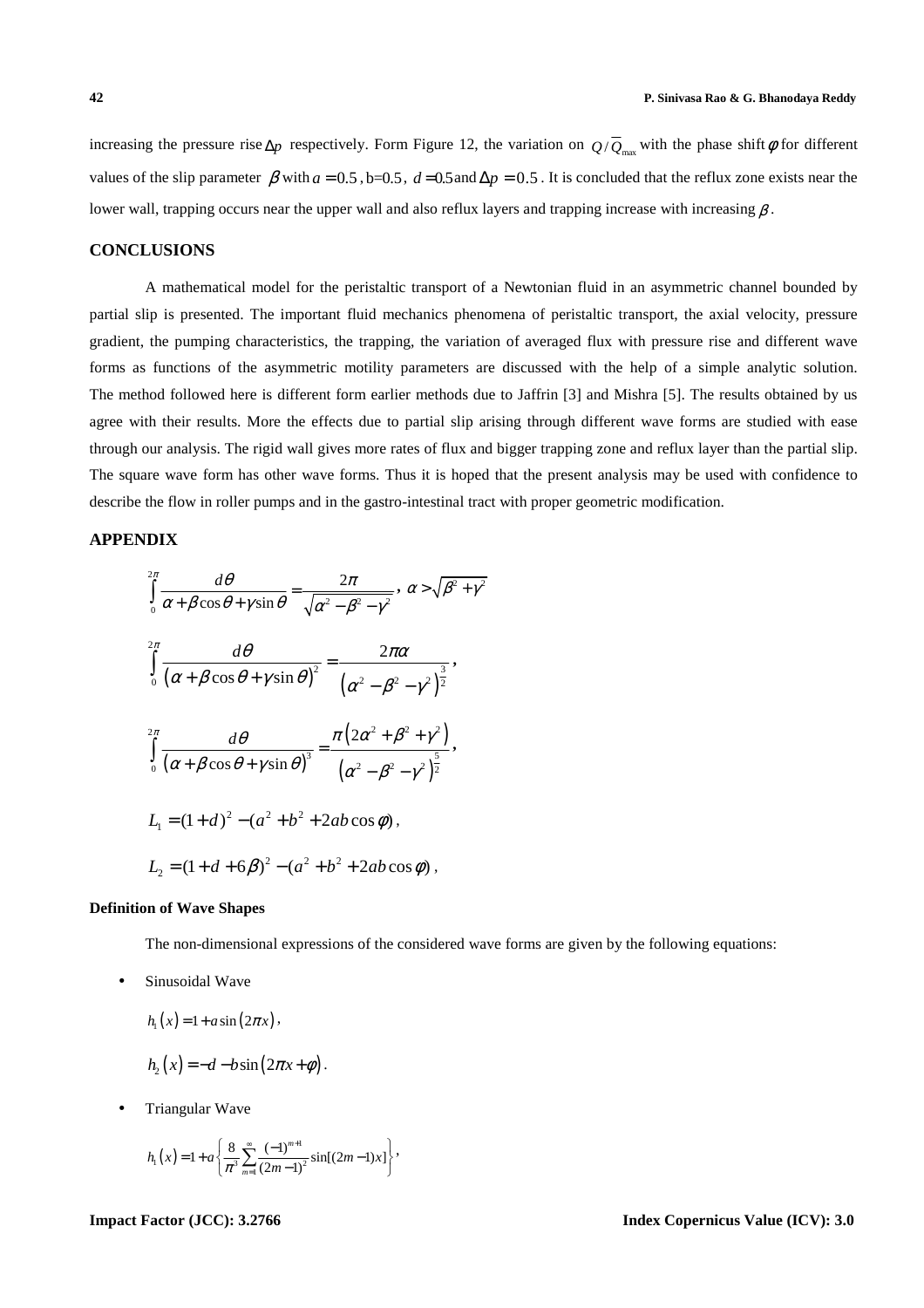increasing the pressure rise $\Delta p$ respectively. Form Figure 12, the variation on $Q/\overline{Q}_{\max}$ with the phase shift $\phi$ for different values of the slip parameter $\beta$ with $a=0.5$, b=0.5, $d=0.5$ and $\Delta p=0.5$. It is concluded that the reflux zone exists near the lower wall, trapping occurs near the upper wall and also reflux layers and trapping increase with increasing $\beta$.

## CONCLUSIONS

A mathematical model for the peristaltic transport of a Newtonian fluid in an asymmetric channel bounded by partial slip is presented. The important fluid mechanics phenomena of peristaltic transport, the axial velocity, pressure gradient, the pumping characteristics, the trapping, the variation of averaged flux with pressure rise and different wave forms as functions of the asymmetric motility parameters are discussed with the help of a simple analytic solution. The method followed here is different form earlier methods due to Jaffrin [3] and Mishra [5]. The results obtained by us agree with their results. More the effects due to partial slip arising through different wave forms are studied with ease through our analysis. The rigid wall gives more rates of flux and bigger trapping zone and reflux layer than the partial slip. The square wave form has other wave forms. Thus it is hoped that the present analysis may be used with confidence to describe the flow in roller pumps and in the gastro-intestinal tract with proper geometric modification.

## APPENDIX

$$\int_0^{2\pi} \frac{d\theta}{\alpha+\beta\cos\theta+\gamma\sin\theta} = \frac{2\pi}{\sqrt{\alpha^2-\beta^2-\gamma^2}}, \; \alpha > \sqrt{\beta^2+\gamma^2}$$

$$\int_0^{2\pi} \frac{d\theta}{\left(\alpha+\beta\cos\theta+\gamma\sin\theta\right)^2} = \frac{2\pi\alpha}{\left(\alpha^2-\beta^2-\gamma^2\right)^{\frac{3}{2}}},$$

$$\int_0^{2\pi} \frac{d\theta}{\left(\alpha+\beta\cos\theta+\gamma\sin\theta\right)^3} = \frac{\pi\left(2\alpha^2+\beta^2+\gamma^2\right)}{\left(\alpha^2-\beta^2-\gamma^2\right)^{\frac{5}{2}}},$$

$$L_1 = (1+d)^2-(a^2+b^2+2ab\cos\phi),$$

$$L_2 = (1+d+6\beta)^2-(a^2+b^2+2ab\cos\phi),$$

### Definition of Wave Shapes

The non-dimensional expressions of the considered wave forms are given by the following equations:

- Sinusoidal Wave

$$h_1(x) = 1+a\sin(2\pi x),$$

$$h_2(x) = -d-b\sin(2\pi x+\phi).$$

- Triangular Wave

$$h_1(x) = 1+a\left\{\frac{8}{\pi^3}\sum_{m=1}^{\infty}\frac{(-1)^{m+1}}{(2m-1)^2}\sin[(2m-1)x]\right\},$$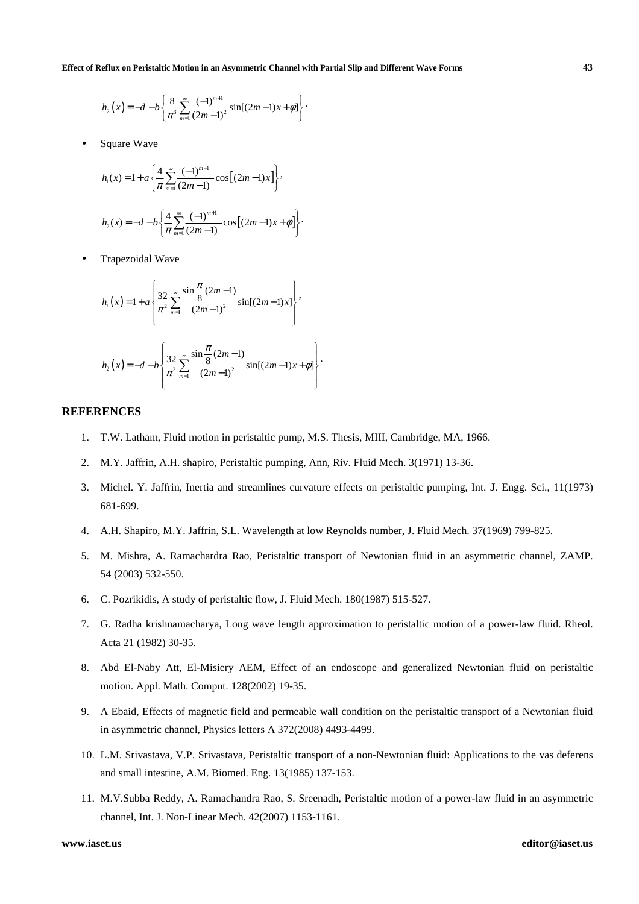$$h_2(x) = -d - b\left\{\frac{8}{\pi^3}\sum_{m=1}^{\infty}\frac{(-1)^{m+1}}{(2m-1)^2}\sin[(2m-1)x+\phi]\right\}.$$

- Square Wave

$$h_1(x) = 1 + a\left\{\frac{4}{\pi}\sum_{m=1}^{\infty}\frac{(-1)^{m+1}}{(2m-1)}\cos\left[(2m-1)x\right]\right\},$$

$$h_2(x) = -d - b\left\{\frac{4}{\pi}\sum_{m=1}^{\infty}\frac{(-1)^{m+1}}{(2m-1)}\cos\left[(2m-1)x+\phi\right]\right\}.$$

- Trapezoidal Wave

$$h_1(x) = 1 + a\left\{\frac{32}{\pi^2}\sum_{m=1}^{\infty}\frac{\sin\frac{\pi}{8}(2m-1)}{(2m-1)^2}\sin[(2m-1)x]\right\},$$

$$h_2(x) = -d - b\left\{\frac{32}{\pi^2}\sum_{m=1}^{\infty}\frac{\sin\frac{\pi}{8}(2m-1)}{(2m-1)^2}\sin[(2m-1)x+\phi]\right\}.$$

## REFERENCES

1. T.W. Latham, Fluid motion in peristaltic pump, M.S. Thesis, MIII, Cambridge, MA, 1966.
2. M.Y. Jaffrin, A.H. shapiro, Peristaltic pumping, Ann, Riv. Fluid Mech. 3(1971) 13-36.
3. Michel. Y. Jaffrin, Inertia and streamlines curvature effects on peristaltic pumping, Int. **J**. Engg. Sci., 11(1973) 681-699.
4. A.H. Shapiro, M.Y. Jaffrin, S.L. Wavelength at low Reynolds number, J. Fluid Mech. 37(1969) 799-825.
5. M. Mishra, A. Ramachardra Rao, Peristaltic transport of Newtonian fluid in an asymmetric channel, ZAMP. 54 (2003) 532-550.
6. C. Pozrikidis, A study of peristaltic flow, J. Fluid Mech. 180(1987) 515-527.
7. G. Radha krishnamacharya, Long wave length approximation to peristaltic motion of a power-law fluid. Rheol. Acta 21 (1982) 30-35.
8. Abd El-Naby Att, El-Misiery AEM, Effect of an endoscope and generalized Newtonian fluid on peristaltic motion. Appl. Math. Comput. 128(2002) 19-35.
9. A Ebaid, Effects of magnetic field and permeable wall condition on the peristaltic transport of a Newtonian fluid in asymmetric channel, Physics letters A 372(2008) 4493-4499.
10. L.M. Srivastava, V.P. Srivastava, Peristaltic transport of a non-Newtonian fluid: Applications to the vas deferens and small intestine, A.M. Biomed. Eng. 13(1985) 137-153.
11. M.V.Subba Reddy, A. Ramachandra Rao, S. Sreenadh, Peristaltic motion of a power-law fluid in an asymmetric channel, Int. J. Non-Linear Mech. 42(2007) 1153-1161.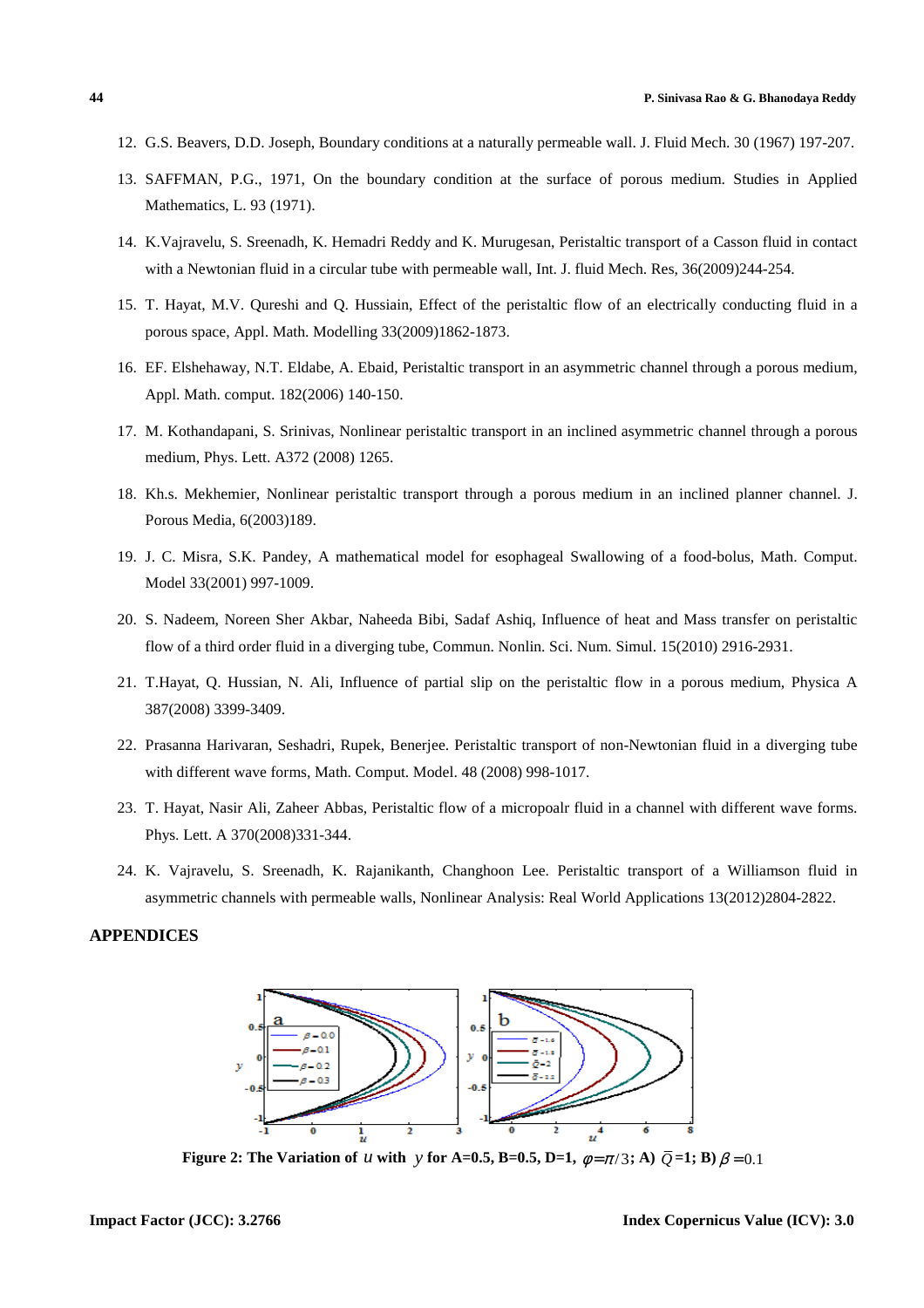12. G.S. Beavers, D.D. Joseph, Boundary conditions at a naturally permeable wall. J. Fluid Mech. 30 (1967) 197-207.
13. SAFFMAN, P.G., 1971, On the boundary condition at the surface of porous medium. Studies in Applied Mathematics, L. 93 (1971).
14. K.Vajravelu, S. Sreenadh, K. Hemadri Reddy and K. Murugesan, Peristaltic transport of a Casson fluid in contact with a Newtonian fluid in a circular tube with permeable wall, Int. J. fluid Mech. Res, 36(2009)244-254.
15. T. Hayat, M.V. Qureshi and Q. Hussiain, Effect of the peristaltic flow of an electrically conducting fluid in a porous space, Appl. Math. Modelling 33(2009)1862-1873.
16. EF. Elshehaway, N.T. Eldabe, A. Ebaid, Peristaltic transport in an asymmetric channel through a porous medium, Appl. Math. comput. 182(2006) 140-150.
17. M. Kothandapani, S. Srinivas, Nonlinear peristaltic transport in an inclined asymmetric channel through a porous medium, Phys. Lett. A372 (2008) 1265.
18. Kh.s. Mekhemier, Nonlinear peristaltic transport through a porous medium in an inclined planner channel. J. Porous Media, 6(2003)189.
19. J. C. Misra, S.K. Pandey, A mathematical model for esophageal Swallowing of a food-bolus, Math. Comput. Model 33(2001) 997-1009.
20. S. Nadeem, Noreen Sher Akbar, Naheeda Bibi, Sadaf Ashiq, Influence of heat and Mass transfer on peristaltic flow of a third order fluid in a diverging tube, Commun. Nonlin. Sci. Num. Simul. 15(2010) 2916-2931.
21. T.Hayat, Q. Hussian, N. Ali, Influence of partial slip on the peristaltic flow in a porous medium, Physica A 387(2008) 3399-3409.
22. Prasanna Harivaran, Seshadri, Rupek, Benerjee. Peristaltic transport of non-Newtonian fluid in a diverging tube with different wave forms, Math. Comput. Model. 48 (2008) 998-1017.
23. T. Hayat, Nasir Ali, Zaheer Abbas, Peristaltic flow of a micropoalr fluid in a channel with different wave forms. Phys. Lett. A 370(2008)331-344.
24. K. Vajravelu, S. Sreenadh, K. Rajanikanth, Changhoon Lee. Peristaltic transport of a Williamson fluid in asymmetric channels with permeable walls, Nonlinear Analysis: Real World Applications 13(2012)2804-2822.

## APPENDICES

**Figure 2: The Variation of $u$ with $y$ for A=0.5, B=0.5, D=1, $\varphi=\pi/3$; A) $\bar{Q}$=1; B) $\beta=0.1$**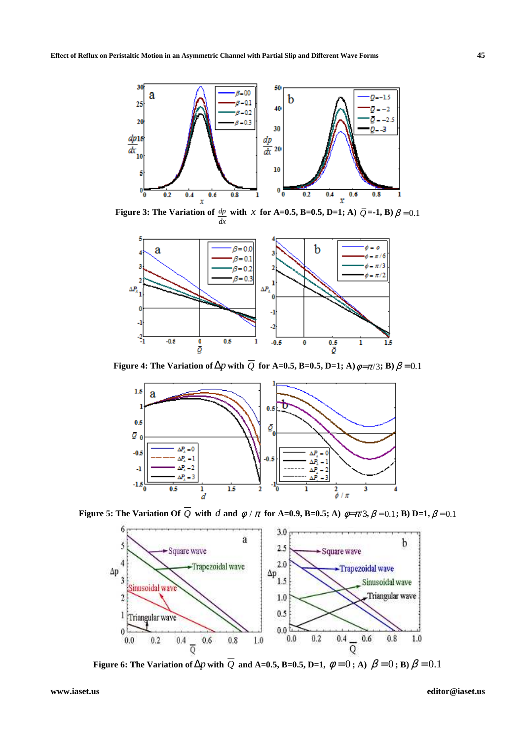Figure 3: The Variation of $\frac{dp}{dx}$ with $x$ for A=0.5, B=0.5, D=1; A) $\bar{Q}$=-1, B) $\beta$ =0.1

Figure 4: The Variation of $\Delta p$ with $\bar{Q}$ for A=0.5, B=0.5, D=1; A) $\varphi$=$\pi$/3; B) $\beta$ =0.1

Figure 5: The Variation Of $\bar{Q}$ with $d$ and $\varphi / \pi$ for A=0.9, B=0.5; A) $\varphi$=$\pi$/3, $\beta$ =0.1; B) D=1, $\beta$ =0.1

Figure 6: The Variation of $\Delta p$ with $\bar{Q}$ and A=0.5, B=0.5, D=1, $\varphi = 0$ ; A) $\beta = 0$ ; B) $\beta = 0.1$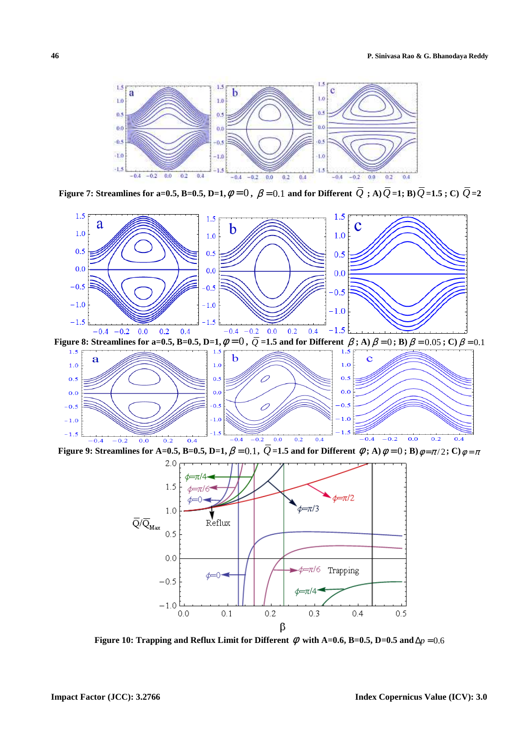Figure 7: Streamlines for a=0.5, B=0.5, D=1, $\varphi=0$, $\beta=0.1$ and for Different $\bar{Q}$; A) $\bar{Q}$=1; B) $\bar{Q}$=1.5; C) $\bar{Q}$=2

Figure 8: Streamlines for a=0.5, B=0.5, D=1, $\varphi=0$, $\bar{Q}$=1.5 and for Different $\beta$; A) $\beta=0$; B) $\beta=0.05$; C) $\beta=0.1$

Figure 9: Streamlines for A=0.5, B=0.5, D=1, $\beta=0.1$, $\bar{Q}$=1.5 and for Different $\varphi$; A) $\varphi=0$; B) $\varphi=\pi/2$; C) $\varphi=\pi$

Figure 10: Trapping and Reflux Limit for Different $\varphi$ with A=0.6, B=0.5, D=0.5 and $\Delta p=0.6$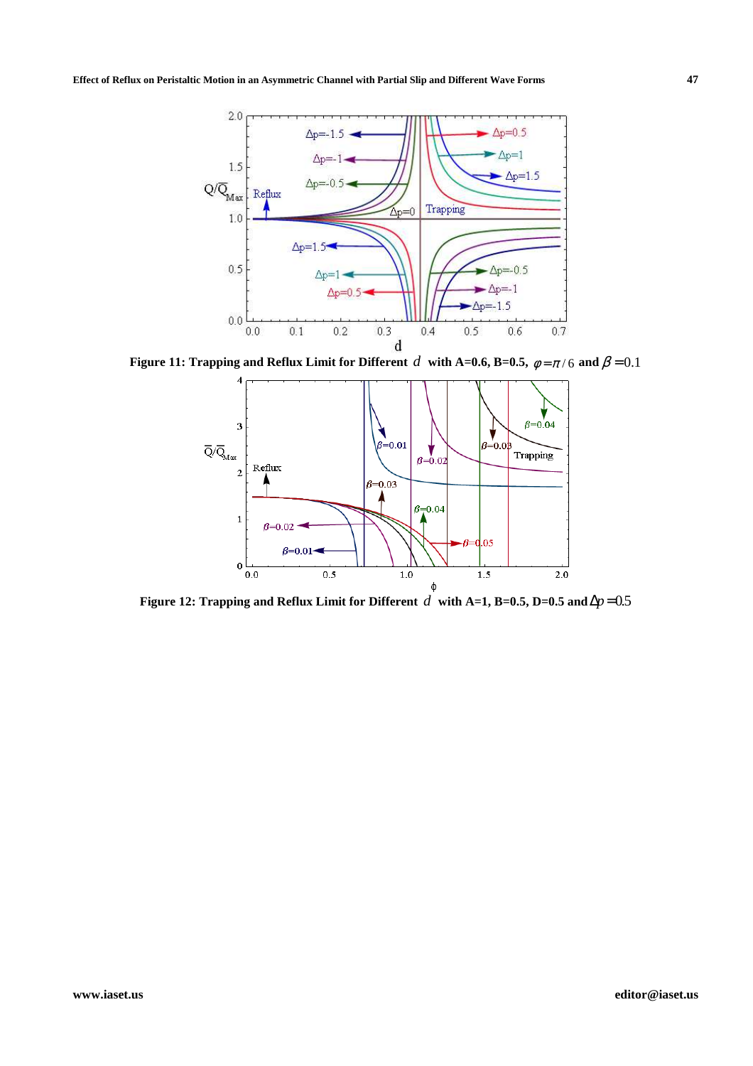2.0

Δp=-1.5

Δp=0.5

Δp=-1

Δp=1

1.5

Δp=1.5

Δp=-0.5

$Q/\overline{Q}_{Max}$

Reflux

Trapping

Δp=0

1.0

Δp=1.5

0.5

Δp=-0.5

Δp=1

Δp=0.5

Δp=-1

Δp=-1.5

0.0

0.0 0.1 0.2 0.3 0.4 0.5 0.6 0.7

d

**Figure 11: Trapping and Reflux Limit for Different $d$ with A=0.6, B=0.5, $\varphi = \pi/6$ and $\beta = 0.1$**

4

3

$\beta$=0.04

$\beta$=0.01

$\beta$=0.03

$\overline{Q}/\overline{Q}_{Max}$

$\beta$=0.02

Trapping

2

Reflux

$\beta$=0.03

1

$\beta$=0.04

$\beta$=0.02

$\beta$=0.05

$\beta$=0.01

0

0.0 0.5 1.0 1.5 2.0

ϕ

**Figure 12: Trapping and Reflux Limit for Different $d$ with A=1, B=0.5, D=0.5 and $\Delta p = 0.5$**